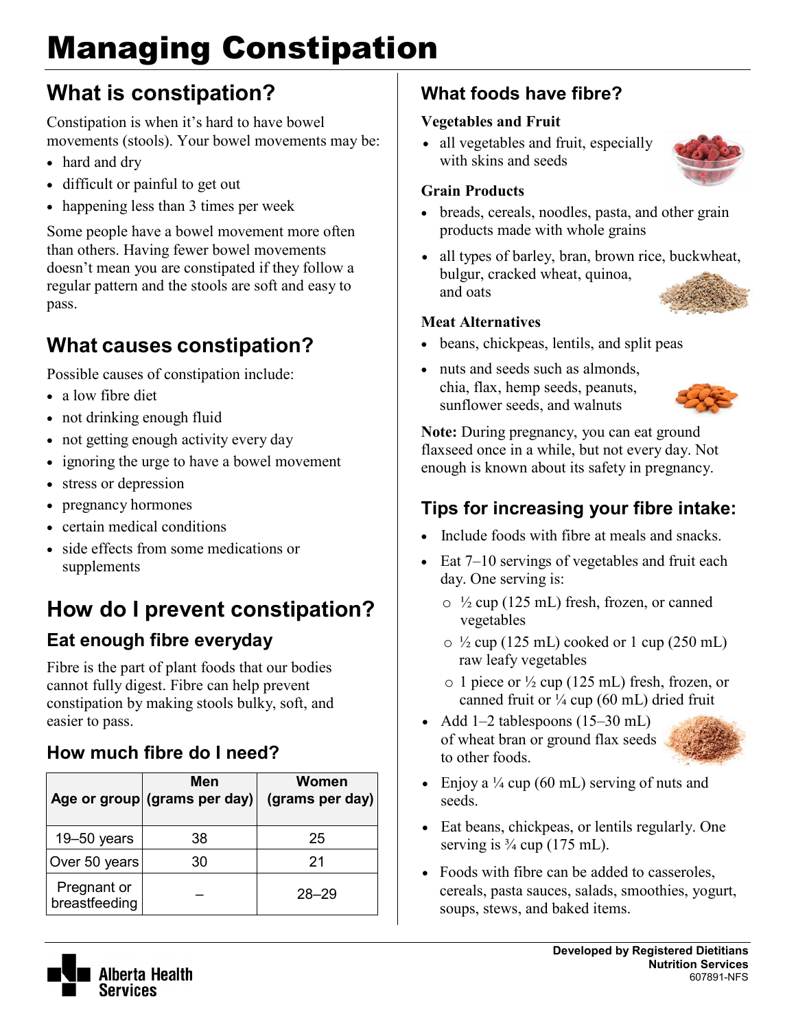# Managing Constipation

## What is constipation?

Constipation is when it's hard to have bowel movements (stools). Your bowel movements may be:

- hard and dry
- difficult or painful to get out
- happening less than 3 times per week

Some people have a bowel movement more often than others. Having fewer bowel movements doesn't mean you are constipated if they follow a regular pattern and the stools are soft and easy to pass.

## What causes constipation?

Possible causes of constipation include:

- a low fibre diet
- not drinking enough fluid
- not getting enough activity every day
- ignoring the urge to have a bowel movement
- stress or depression
- pregnancy hormones
- certain medical conditions
- side effects from some medications or supplements

## How do I prevent constipation?

### Eat enough fibre everyday

Fibre is the part of plant foods that our bodies cannot fully digest. Fibre can help prevent constipation by making stools bulky, soft, and easier to pass.

### How much fibre do I need?

| Age or group | Men (grams per day) | Women (grams per day) |
|---|---|---|
| 19–50 years | 38 | 25 |
| Over 50 years | 30 | 21 |
| Pregnant or breastfeeding | – | 28–29 |

## What foods have fibre?

**Vegetables and Fruit**

- all vegetables and fruit, especially with skins and seeds

**Grain Products**

- breads, cereals, noodles, pasta, and other grain products made with whole grains
- all types of barley, bran, brown rice, buckwheat, bulgur, cracked wheat, quinoa, and oats

**Meat Alternatives**

- beans, chickpeas, lentils, and split peas
- nuts and seeds such as almonds, chia, flax, hemp seeds, peanuts, sunflower seeds, and walnuts

**Note:** During pregnancy, you can eat ground flaxseed once in a while, but not every day. Not enough is known about its safety in pregnancy.

## Tips for increasing your fibre intake:

- Include foods with fibre at meals and snacks.
- Eat 7–10 servings of vegetables and fruit each day. One serving is:
  - ½ cup (125 mL) fresh, frozen, or canned vegetables
  - ½ cup (125 mL) cooked or 1 cup (250 mL) raw leafy vegetables
  - 1 piece or ½ cup (125 mL) fresh, frozen, or canned fruit or ¼ cup (60 mL) dried fruit
- Add 1–2 tablespoons (15–30 mL) of wheat bran or ground flax seeds to other foods.
- Enjoy a ¼ cup (60 mL) serving of nuts and seeds.
- Eat beans, chickpeas, or lentils regularly. One serving is ¾ cup (175 mL).
- Foods with fibre can be added to casseroles, cereals, pasta sauces, salads, smoothies, yogurt, soups, stews, and baked items.

Alberta Health Services

**Developed by Registered Dietitians**
**Nutrition Services**
607891-NFS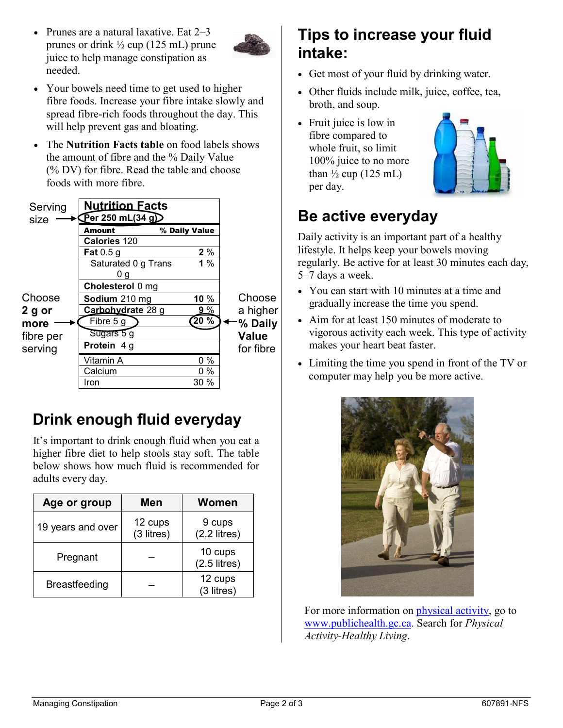- Prunes are a natural laxative. Eat 2–3 prunes or drink ½ cup (125 mL) prune juice to help manage constipation as needed.
- Your bowels need time to get used to higher fibre foods. Increase your fibre intake slowly and spread fibre-rich foods throughout the day. This will help prevent gas and bloating.
- The **Nutrition Facts table** on food labels shows the amount of fibre and the % Daily Value (% DV) for fibre. Read the table and choose foods with more fibre.

Serving size →

| **Nutrition Facts** | |
|---|---|
| **Per 250 mL(34 g)** | |
| **Amount** | **% Daily Value** |
| **Calories** 120 | |
| **Fat** 0.5 g | **2 %** |
| Saturated 0 g Trans 0 g | **1 %** |
| **Cholesterol** 0 mg | |
| **Sodium** 210 mg | **10 %** |
| **Carbohydrate** 28 g | **9 %** |
| Fibre 5 g | **20 %** |
| Sugars 5 g | |
| **Protein** 4 g | |
| Vitamin A | 0 % |
| Calcium | 0 % |
| Iron | 30 % |

Choose **2 g or more** fibre per serving →

← Choose a higher **% Daily Value** for fibre

## Drink enough fluid everyday

It's important to drink enough fluid when you eat a higher fibre diet to help stools stay soft. The table below shows how much fluid is recommended for adults every day.

| Age or group | Men | Women |
|---|---|---|
| 19 years and over | 12 cups (3 litres) | 9 cups (2.2 litres) |
| Pregnant | – | 10 cups (2.5 litres) |
| Breastfeeding | – | 12 cups (3 litres) |

## Tips to increase your fluid intake:

- Get most of your fluid by drinking water.
- Other fluids include milk, juice, coffee, tea, broth, and soup.
- Fruit juice is low in fibre compared to whole fruit, so limit 100% juice to no more than ½ cup (125 mL) per day.

## Be active everyday

Daily activity is an important part of a healthy lifestyle. It helps keep your bowels moving regularly. Be active for at least 30 minutes each day, 5–7 days a week.

- You can start with 10 minutes at a time and gradually increase the time you spend.
- Aim for at least 150 minutes of moderate to vigorous activity each week. This type of activity makes your heart beat faster.
- Limiting the time you spend in front of the TV or computer may help you be more active.

For more information on physical activity, go to www.publichealth.gc.ca. Search for *Physical Activity-Healthy Living*.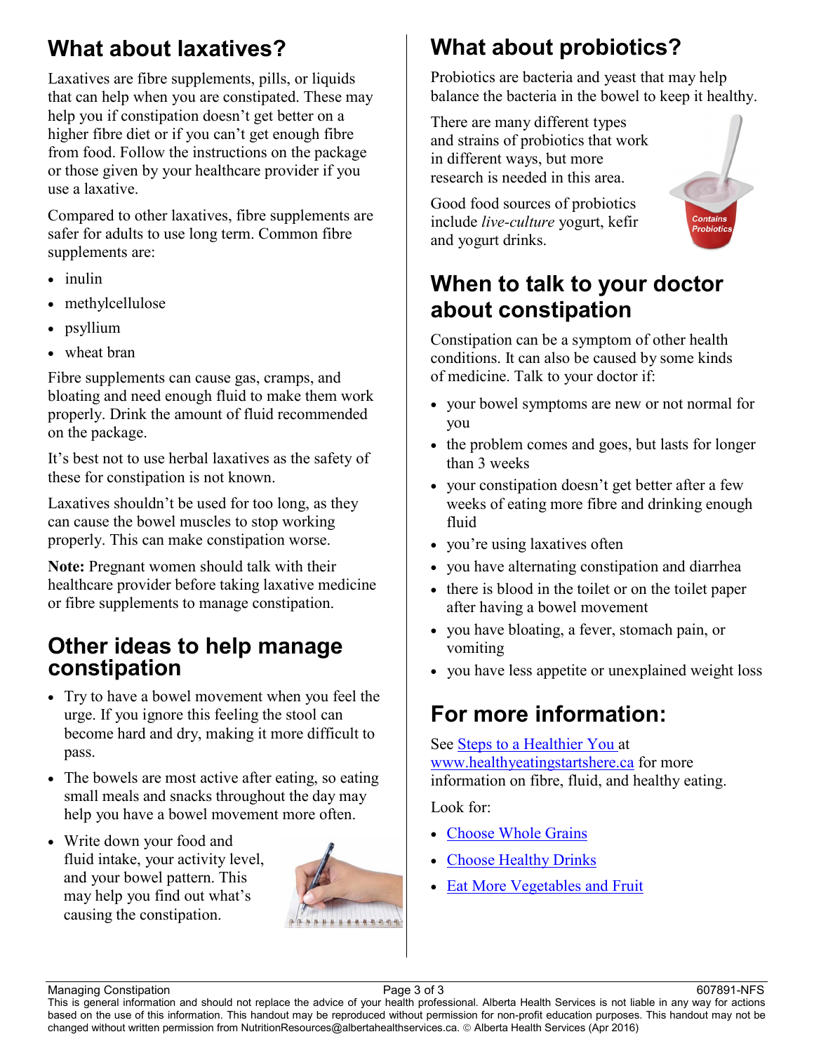## What about laxatives?

Laxatives are fibre supplements, pills, or liquids that can help when you are constipated. These may help you if constipation doesn't get better on a higher fibre diet or if you can't get enough fibre from food. Follow the instructions on the package or those given by your healthcare provider if you use a laxative.

Compared to other laxatives, fibre supplements are safer for adults to use long term. Common fibre supplements are:

- inulin
- methylcellulose
- psyllium
- wheat bran

Fibre supplements can cause gas, cramps, and bloating and need enough fluid to make them work properly. Drink the amount of fluid recommended on the package.

It's best not to use herbal laxatives as the safety of these for constipation is not known.

Laxatives shouldn't be used for too long, as they can cause the bowel muscles to stop working properly. This can make constipation worse.

**Note:** Pregnant women should talk with their healthcare provider before taking laxative medicine or fibre supplements to manage constipation.

## Other ideas to help manage constipation

- Try to have a bowel movement when you feel the urge. If you ignore this feeling the stool can become hard and dry, making it more difficult to pass.
- The bowels are most active after eating, so eating small meals and snacks throughout the day may help you have a bowel movement more often.
- Write down your food and fluid intake, your activity level, and your bowel pattern. This may help you find out what's causing the constipation.

## What about probiotics?

Probiotics are bacteria and yeast that may help balance the bacteria in the bowel to keep it healthy.

There are many different types and strains of probiotics that work in different ways, but more research is needed in this area.

Good food sources of probiotics include *live-culture* yogurt, kefir and yogurt drinks.

## When to talk to your doctor about constipation

Constipation can be a symptom of other health conditions. It can also be caused by some kinds of medicine. Talk to your doctor if:

- your bowel symptoms are new or not normal for you
- the problem comes and goes, but lasts for longer than 3 weeks
- your constipation doesn't get better after a few weeks of eating more fibre and drinking enough fluid
- you're using laxatives often
- you have alternating constipation and diarrhea
- there is blood in the toilet or on the toilet paper after having a bowel movement
- you have bloating, a fever, stomach pain, or vomiting
- you have less appetite or unexplained weight loss

## For more information:

See Steps to a Healthier You at www.healthyeatingstartshere.ca for more information on fibre, fluid, and healthy eating.

Look for:

- Choose Whole Grains
- Choose Healthy Drinks
- Eat More Vegetables and Fruit

This is general information and should not replace the advice of your health professional. Alberta Health Services is not liable in any way for actions based on the use of this information. This handout may be reproduced without permission for non-profit education purposes. This handout may not be changed without written permission from NutritionResources@albertahealthservices.ca. © Alberta Health Services (Apr 2016)